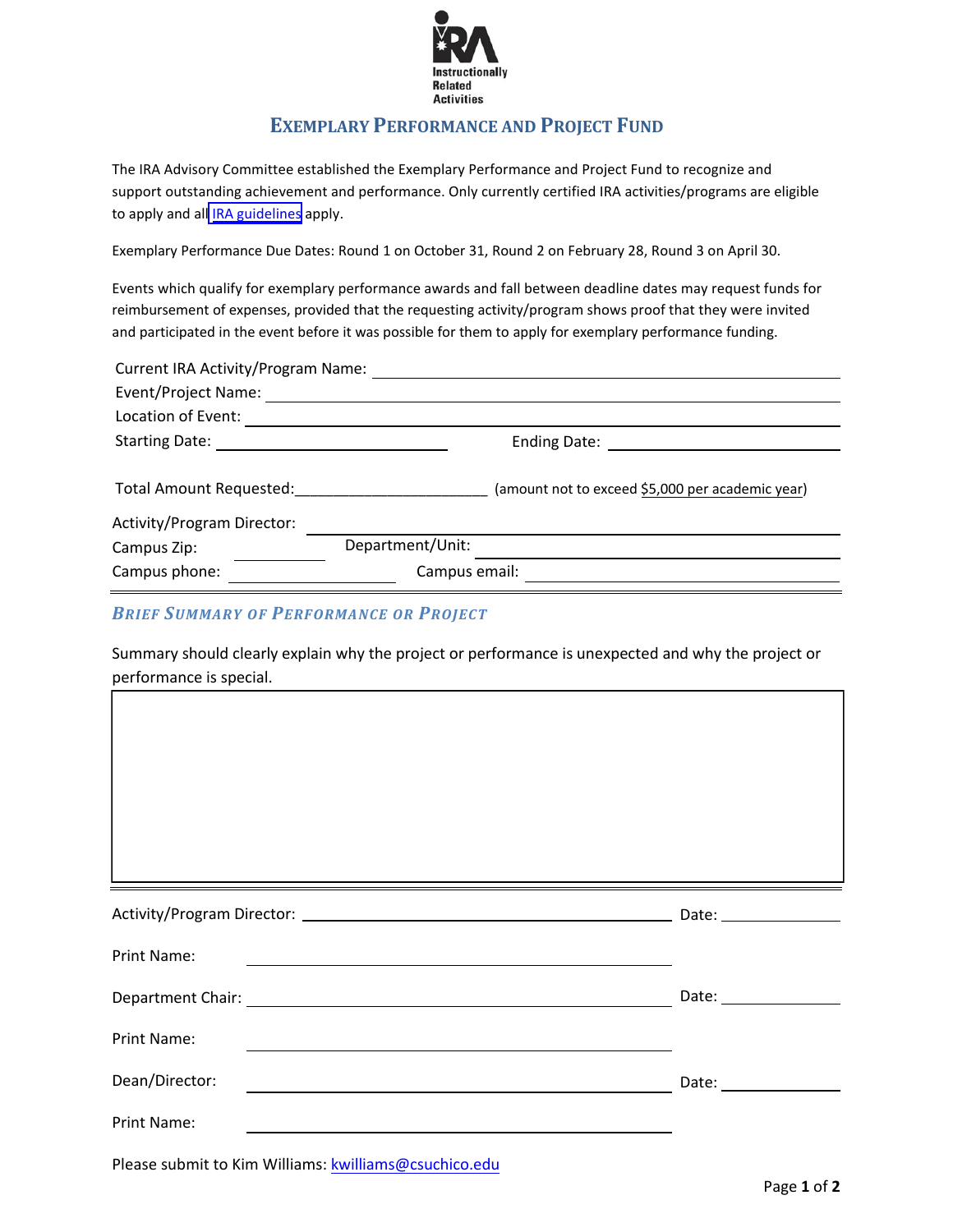Instructionally Related Activities

# EXEMPLARY PERFORMANCE AND PROJECT FUND

The IRA Advisory Committee established the Exemplary Performance and Project Fund to recognize and support outstanding achievement and performance. Only currently certified IRA activities/programs are eligible to apply and all IRA guidelines apply.

Exemplary Performance Due Dates: Round 1 on October 31, Round 2 on February 28, Round 3 on April 30.

Events which qualify for exemplary performance awards and fall between deadline dates may request funds for reimbursement of expenses, provided that the requesting activity/program shows proof that they were invited and participated in the event before it was possible for them to apply for exemplary performance funding.

Current IRA Activity/Program Name: ______________________________

Event/Project Name: ______________________________

Location of Event: ______________________________

Starting Date: ____________________ Ending Date: ____________________

Total Amount Requested:______________________ (amount not to exceed $5,000 per academic year)

Activity/Program Director: ______________________________

Campus Zip: __________ Department/Unit: ______________________________

Campus phone: ______________ Campus email: ______________________________

## *BRIEF SUMMARY OF PERFORMANCE OR PROJECT*

Summary should clearly explain why the project or performance is unexpected and why the project or performance is special.

Activity/Program Director: ______________________________ Date: __________

Print Name: ______________________________

Department Chair: ______________________________ Date: __________

Print Name: ______________________________

Dean/Director: ______________________________ Date: __________

Print Name: ______________________________

Please submit to Kim Williams: kwilliams@csuchico.edu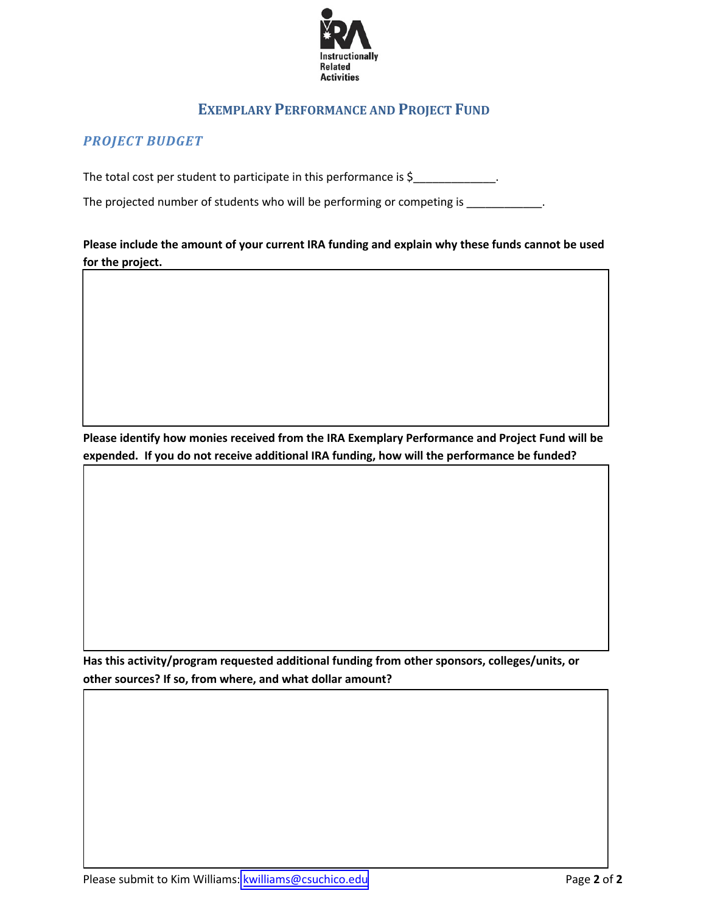Instructionally Related Activities

# Exemplary Performance and Project Fund

## *PROJECT BUDGET*

The total cost per student to participate in this performance is $_____________.

The projected number of students who will be performing or competing is ____________.

**Please include the amount of your current IRA funding and explain why these funds cannot be used for the project.**

**Please identify how monies received from the IRA Exemplary Performance and Project Fund will be expended. If you do not receive additional IRA funding, how will the performance be funded?**

**Has this activity/program requested additional funding from other sponsors, colleges/units, or other sources? If so, from where, and what dollar amount?**

Please submit to Kim Williams: kwilliams@csuchico.edu